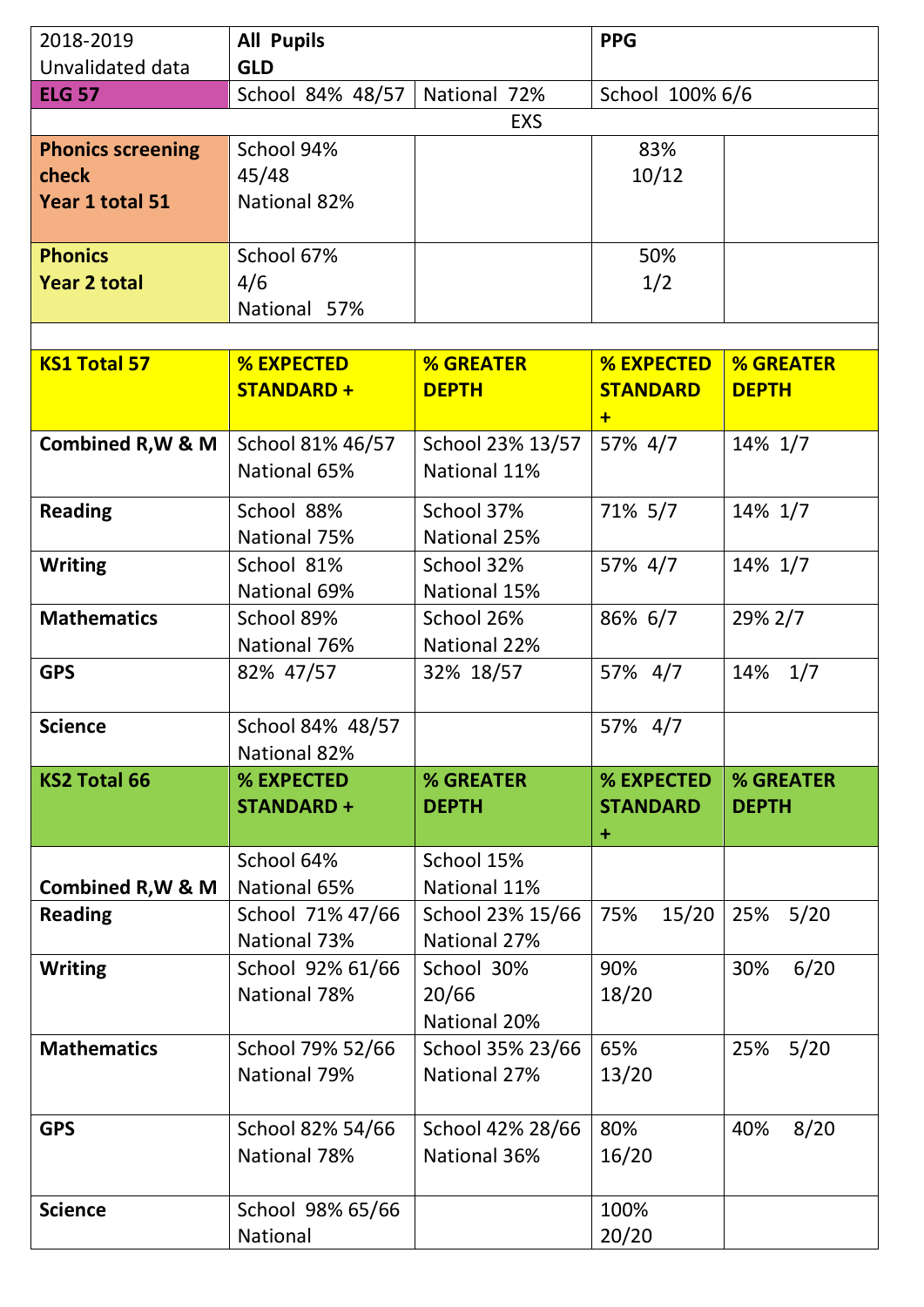| 2018-2019 Unvalidated data | All Pupils GLD | | PPG | |
|---|---|---|---|---|
| **ELG 57** | School 84% 48/57 | National 72% | School 100% 6/6 | |
| | | | EXS | |
| **Phonics screening check Year 1 total 51** | School 94% 45/48 National 82% | | 83% 10/12 | |
| **Phonics Year 2 total** | School 67% 4/6 National 57% | | 50% 1/2 | |
| | | | | |
| **KS1 Total 57** | **% EXPECTED STANDARD +** | **% GREATER DEPTH** | **% EXPECTED STANDARD +** | **% GREATER DEPTH** |
| **Combined R,W & M** | School 81% 46/57 National 65% | School 23% 13/57 National 11% | 57% 4/7 | 14% 1/7 |
| **Reading** | School 88% National 75% | School 37% National 25% | 71% 5/7 | 14% 1/7 |
| **Writing** | School 81% National 69% | School 32% National 15% | 57% 4/7 | 14% 1/7 |
| **Mathematics** | School 89% National 76% | School 26% National 22% | 86% 6/7 | 29% 2/7 |
| **GPS** | 82% 47/57 | 32% 18/57 | 57% 4/7 | 14% 1/7 |
| **Science** | School 84% 48/57 National 82% | | 57% 4/7 | |
| **KS2 Total 66** | **% EXPECTED STANDARD +** | **% GREATER DEPTH** | **% EXPECTED STANDARD +** | **% GREATER DEPTH** |
| **Combined R,W & M** | School 64% National 65% | School 15% National 11% | | |
| **Reading** | School 71% 47/66 National 73% | School 23% 15/66 National 27% | 75% 15/20 | 25% 5/20 |
| **Writing** | School 92% 61/66 National 78% | School 30% 20/66 National 20% | 90% 18/20 | 30% 6/20 |
| **Mathematics** | School 79% 52/66 National 79% | School 35% 23/66 National 27% | 65% 13/20 | 25% 5/20 |
| **GPS** | School 82% 54/66 National 78% | School 42% 28/66 National 36% | 80% 16/20 | 40% 8/20 |
| **Science** | School 98% 65/66 National | | 100% 20/20 | |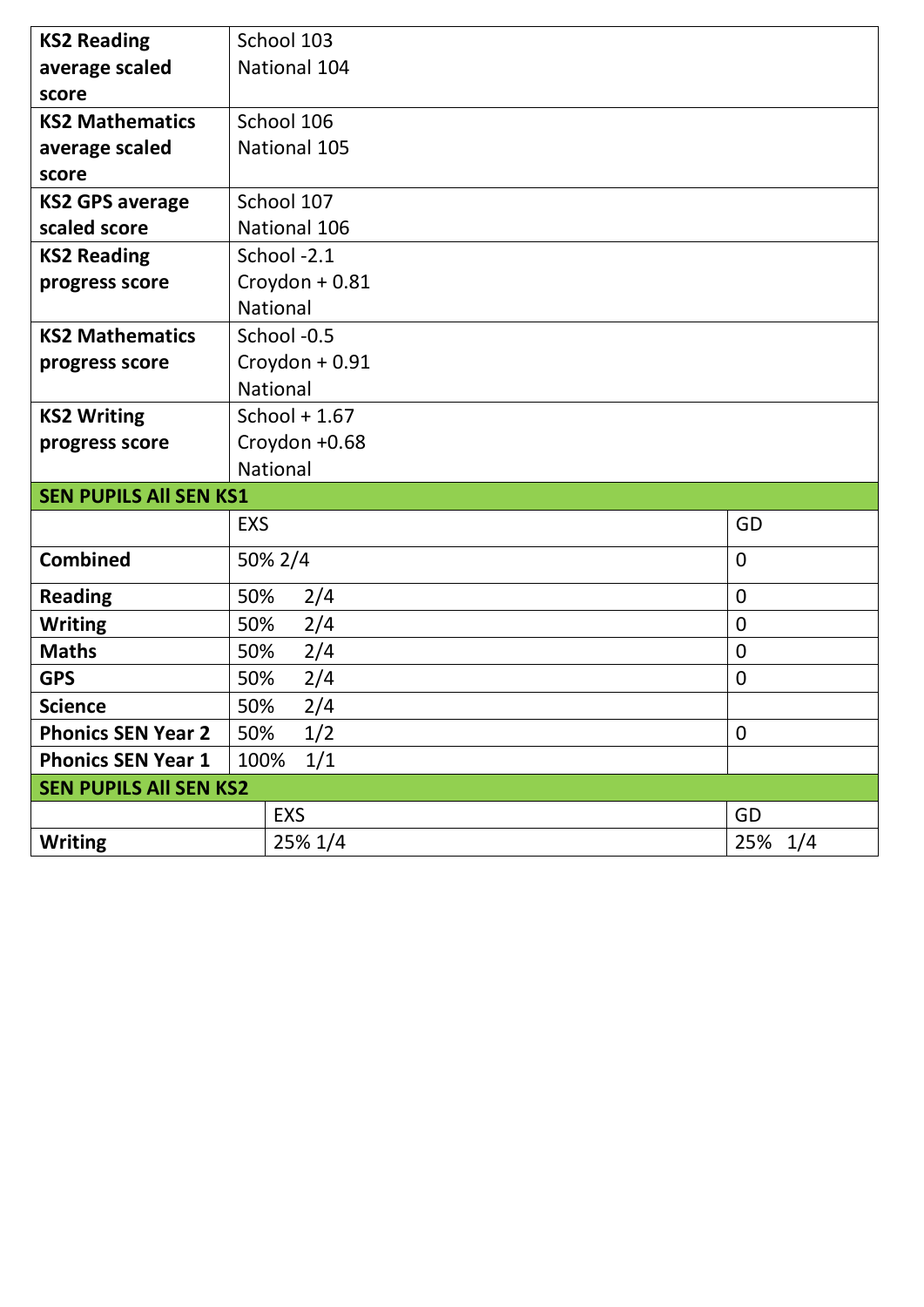| | | |
|---|---|---|
| **KS2 Reading average scaled score** | School 103<br>National 104 | |
| **KS2 Mathematics average scaled score** | School 106<br>National 105 | |
| **KS2 GPS average scaled score** | School 107<br>National 106 | |
| **KS2 Reading progress score** | School -2.1<br>Croydon + 0.81<br>National | |
| **KS2 Mathematics progress score** | School -0.5<br>Croydon + 0.91<br>National | |
| **KS2 Writing progress score** | School + 1.67<br>Croydon +0.68<br>National | |
| **SEN PUPILS All SEN KS1** | | |
| | EXS | GD |
| **Combined** | 50% 2/4 | 0 |
| **Reading** | 50% 2/4 | 0 |
| **Writing** | 50% 2/4 | 0 |
| **Maths** | 50% 2/4 | 0 |
| **GPS** | 50% 2/4 | 0 |
| **Science** | 50% 2/4 | |
| **Phonics SEN Year 2** | 50% 1/2 | 0 |
| **Phonics SEN Year 1** | 100% 1/1 | |
| **SEN PUPILS All SEN KS2** | | |
| | EXS | GD |
| **Writing** | 25% 1/4 | 25% 1/4 |